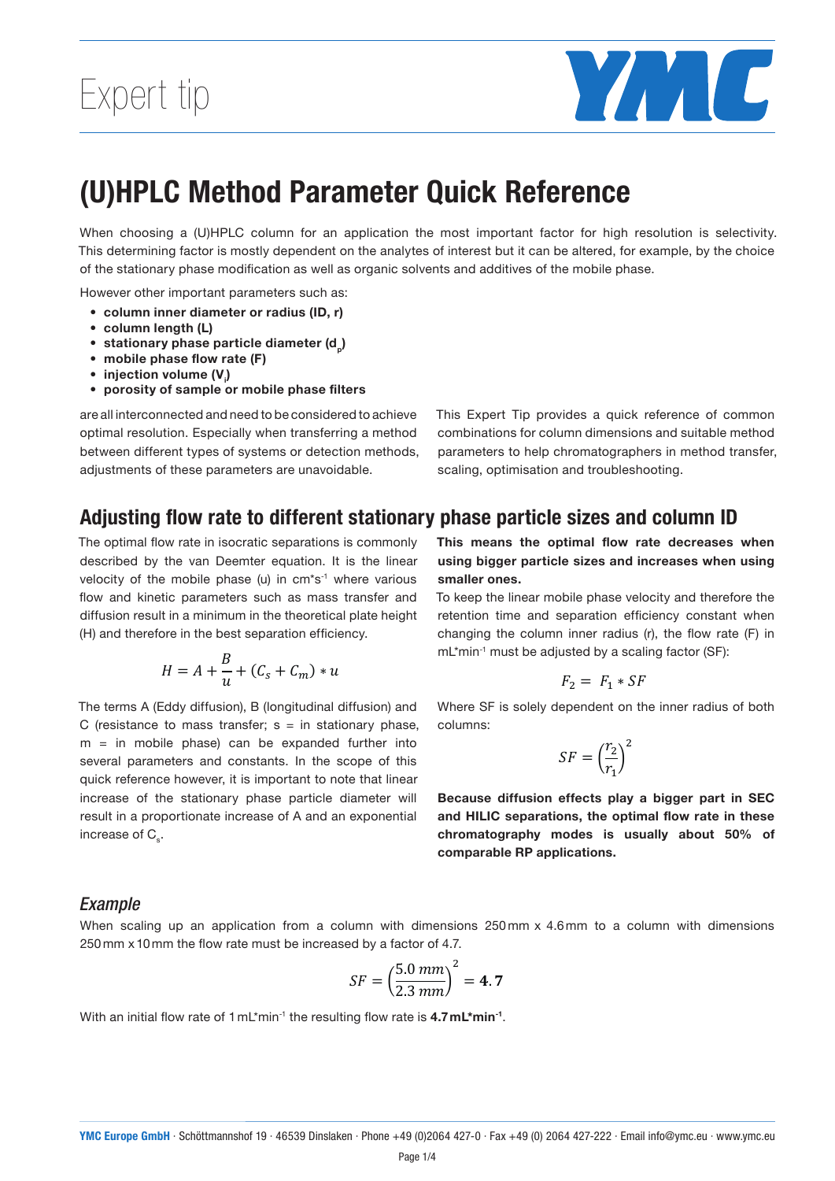Expert tip

# (U)HPLC Method Parameter Quick Reference

When choosing a (U)HPLC column for an application the most important factor for high resolution is selectivity. This determining factor is mostly dependent on the analytes of interest but it can be altered, for example, by the choice of the stationary phase modification as well as organic solvents and additives of the mobile phase.

However other important parameters such as:

- **column inner diameter or radius (ID, r)**
- **column length (L)**
- **stationary phase particle diameter ($d_p$)**
- **mobile phase flow rate (F)**
- **injection volume ($V_i$)**
- **porosity of sample or mobile phase filters**

are all interconnected and need to be considered to achieve optimal resolution. Especially when transferring a method between different types of systems or detection methods, adjustments of these parameters are unavoidable.

This Expert Tip provides a quick reference of common combinations for column dimensions and suitable method parameters to help chromatographers in method transfer, scaling, optimisation and troubleshooting.

## Adjusting flow rate to different stationary phase particle sizes and column ID

The optimal flow rate in isocratic separations is commonly described by the van Deemter equation. It is the linear velocity of the mobile phase (u) in cm*s$^{-1}$ where various flow and kinetic parameters such as mass transfer and diffusion result in a minimum in the theoretical plate height (H) and therefore in the best separation efficiency.

$$H = A + \frac{B}{u} + (C_s + C_m) * u$$

The terms A (Eddy diffusion), B (longitudinal diffusion) and C (resistance to mass transfer; s = in stationary phase, m = in mobile phase) can be expanded further into several parameters and constants. In the scope of this quick reference however, it is important to note that linear increase of the stationary phase particle diameter will result in a proportionate increase of A and an exponential increase of $C_s$.

**This means the optimal flow rate decreases when using bigger particle sizes and increases when using smaller ones.**

To keep the linear mobile phase velocity and therefore the retention time and separation efficiency constant when changing the column inner radius (r), the flow rate (F) in mL*min$^{-1}$ must be adjusted by a scaling factor (SF):

$$F_2 = F_1 * SF$$

Where SF is solely dependent on the inner radius of both columns:

$$SF = \left(\frac{r_2}{r_1}\right)^2$$

**Because diffusion effects play a bigger part in SEC and HILIC separations, the optimal flow rate in these chromatography modes is usually about 50% of comparable RP applications.**

### *Example*

When scaling up an application from a column with dimensions 250 mm x 4.6 mm to a column with dimensions 250 mm x 10 mm the flow rate must be increased by a factor of 4.7.

$$SF = \left(\frac{5.0\ mm}{2.3\ mm}\right)^2 = \mathbf{4.7}$$

With an initial flow rate of 1 mL*min$^{-1}$ the resulting flow rate is **4.7 mL*min$^{-1}$**.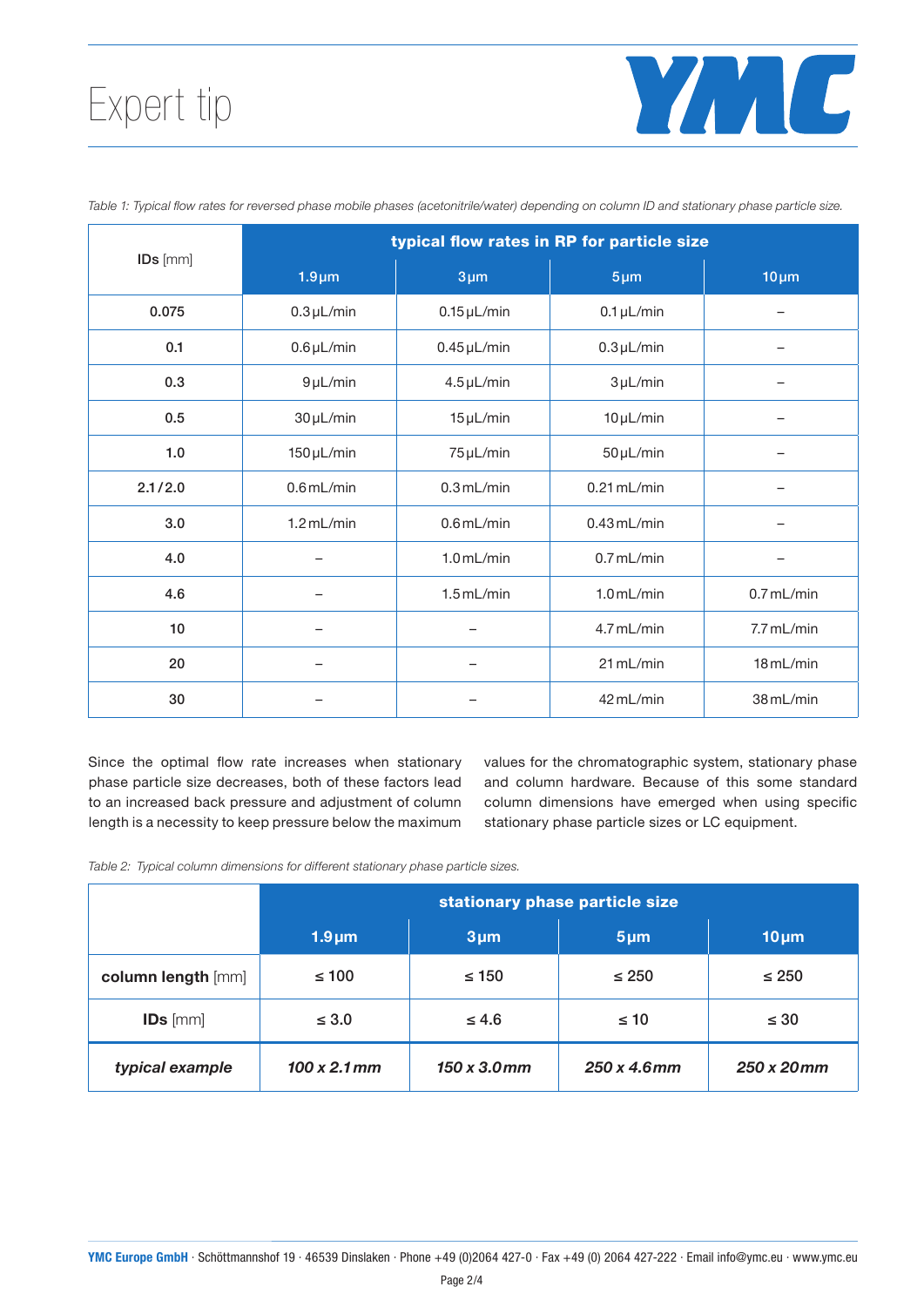*Table 1: Typical flow rates for reversed phase mobile phases (acetonitrile/water) depending on column ID and stationary phase particle size.*

| **IDs** [mm] | **typical flow rates in RP for particle size** | | | |
|---|---|---|---|---|
| | **1.9 µm** | **3 µm** | **5 µm** | **10 µm** |
| **0.075** | 0.3 µL/min | 0.15 µL/min | 0.1 µL/min | – |
| **0.1** | 0.6 µL/min | 0.45 µL/min | 0.3 µL/min | – |
| **0.3** | 9 µL/min | 4.5 µL/min | 3 µL/min | – |
| **0.5** | 30 µL/min | 15 µL/min | 10 µL/min | – |
| **1.0** | 150 µL/min | 75 µL/min | 50 µL/min | – |
| **2.1/2.0** | 0.6 mL/min | 0.3 mL/min | 0.21 mL/min | – |
| **3.0** | 1.2 mL/min | 0.6 mL/min | 0.43 mL/min | – |
| **4.0** | – | 1.0 mL/min | 0.7 mL/min | – |
| **4.6** | – | 1.5 mL/min | 1.0 mL/min | 0.7 mL/min |
| **10** | – | – | 4.7 mL/min | 7.7 mL/min |
| **20** | – | – | 21 mL/min | 18 mL/min |
| **30** | – | – | 42 mL/min | 38 mL/min |

Since the optimal flow rate increases when stationary phase particle size decreases, both of these factors lead to an increased back pressure and adjustment of column length is a necessity to keep pressure below the maximum values for the chromatographic system, stationary phase and column hardware. Because of this some standard column dimensions have emerged when using specific stationary phase particle sizes or LC equipment.

*Table 2: Typical column dimensions for different stationary phase particle sizes.*

| | **stationary phase particle size** | | | |
|---|---|---|---|---|
| | **1.9 µm** | **3 µm** | **5 µm** | **10 µm** |
| **column length** [mm] | ≤ 100 | ≤ 150 | ≤ 250 | ≤ 250 |
| **IDs** [mm] | ≤ 3.0 | ≤ 4.6 | ≤ 10 | ≤ 30 |
| ***typical example*** | ***100 x 2.1 mm*** | ***150 x 3.0 mm*** | ***250 x 4.6 mm*** | ***250 x 20 mm*** |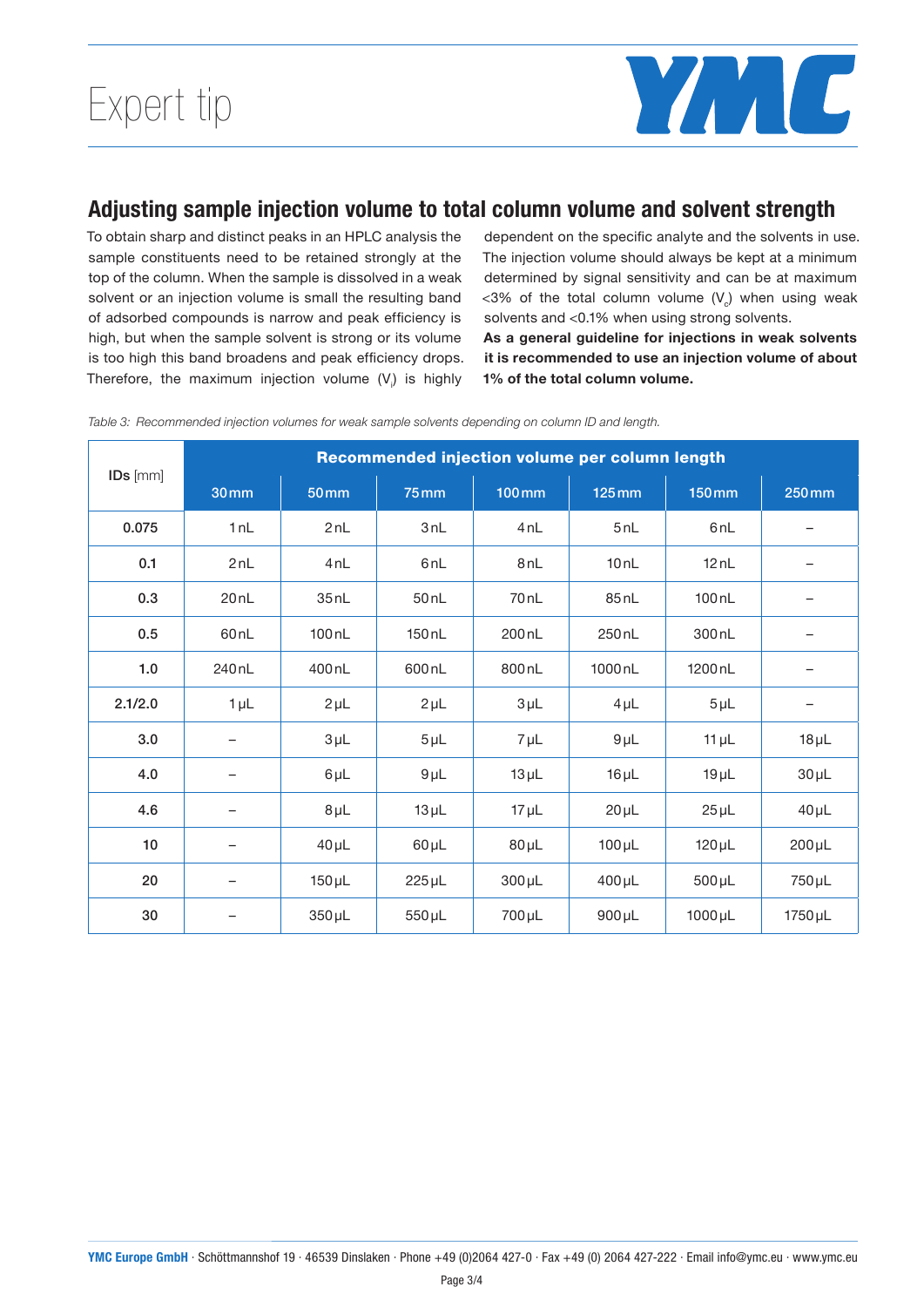## Adjusting sample injection volume to total column volume and solvent strength

To obtain sharp and distinct peaks in an HPLC analysis the sample constituents need to be retained strongly at the top of the column. When the sample is dissolved in a weak solvent or an injection volume is small the resulting band of adsorbed compounds is narrow and peak efficiency is high, but when the sample solvent is strong or its volume is too high this band broadens and peak efficiency drops. Therefore, the maximum injection volume ($V_i$) is highly dependent on the specific analyte and the solvents in use. The injection volume should always be kept at a minimum determined by signal sensitivity and can be at maximum <3% of the total column volume ($V_c$) when using weak solvents and <0.1% when using strong solvents.

**As a general guideline for injections in weak solvents it is recommended to use an injection volume of about 1% of the total column volume.**

*Table 3: Recommended injection volumes for weak sample solvents depending on column ID and length.*

| IDs [mm] | Recommended injection volume per column length | | | | | | |
|---|---|---|---|---|---|---|---|
| | 30 mm | 50 mm | 75 mm | 100 mm | 125 mm | 150 mm | 250 mm |
| 0.075 | 1 nL | 2 nL | 3 nL | 4 nL | 5 nL | 6 nL | – |
| 0.1 | 2 nL | 4 nL | 6 nL | 8 nL | 10 nL | 12 nL | – |
| 0.3 | 20 nL | 35 nL | 50 nL | 70 nL | 85 nL | 100 nL | – |
| 0.5 | 60 nL | 100 nL | 150 nL | 200 nL | 250 nL | 300 nL | – |
| 1.0 | 240 nL | 400 nL | 600 nL | 800 nL | 1000 nL | 1200 nL | – |
| 2.1/2.0 | 1 µL | 2 µL | 2 µL | 3 µL | 4 µL | 5 µL | – |
| 3.0 | – | 3 µL | 5 µL | 7 µL | 9 µL | 11 µL | 18 µL |
| 4.0 | – | 6 µL | 9 µL | 13 µL | 16 µL | 19 µL | 30 µL |
| 4.6 | – | 8 µL | 13 µL | 17 µL | 20 µL | 25 µL | 40 µL |
| 10 | – | 40 µL | 60 µL | 80 µL | 100 µL | 120 µL | 200 µL |
| 20 | – | 150 µL | 225 µL | 300 µL | 400 µL | 500 µL | 750 µL |
| 30 | – | 350 µL | 550 µL | 700 µL | 900 µL | 1000 µL | 1750 µL |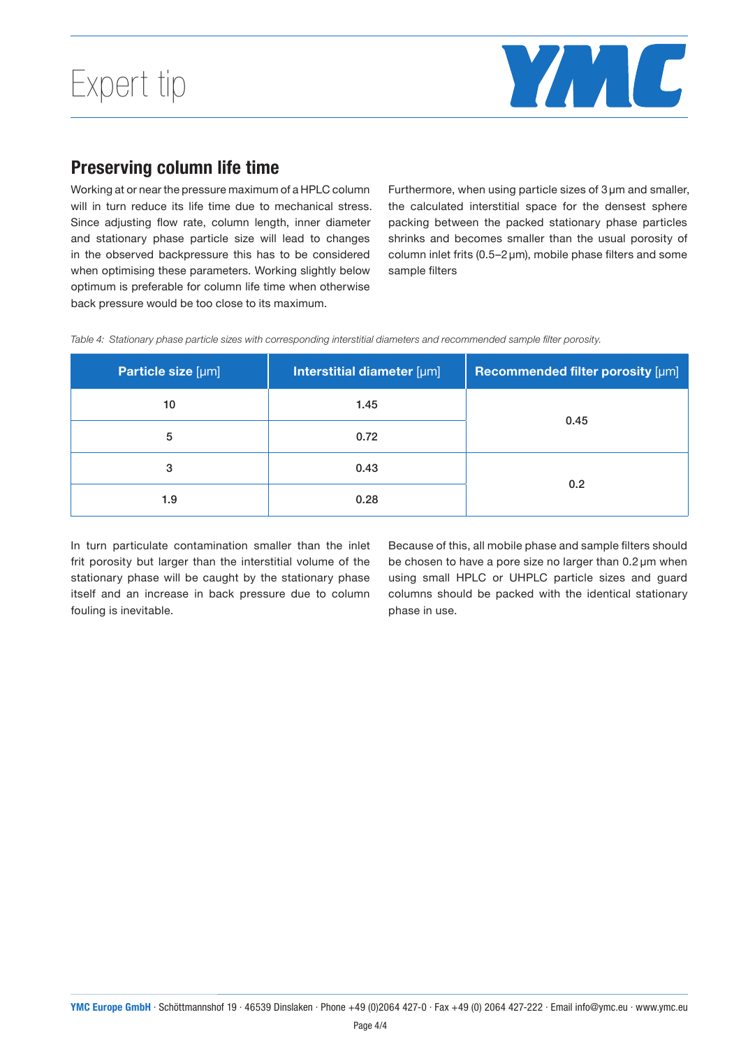# Expert tip

## Preserving column life time

Working at or near the pressure maximum of a HPLC column will in turn reduce its life time due to mechanical stress. Since adjusting flow rate, column length, inner diameter and stationary phase particle size will lead to changes in the observed backpressure this has to be considered when optimising these parameters. Working slightly below optimum is preferable for column life time when otherwise back pressure would be too close to its maximum.

Furthermore, when using particle sizes of 3 µm and smaller, the calculated interstitial space for the densest sphere packing between the packed stationary phase particles shrinks and becomes smaller than the usual porosity of column inlet frits (0.5–2 µm), mobile phase filters and some sample filters

*Table 4: Stationary phase particle sizes with corresponding interstitial diameters and recommended sample filter porosity.*

| **Particle size** [µm] | **Interstitial diameter** [µm] | **Recommended filter porosity** [µm] |
|---|---|---|
| 10 | 1.45 | 0.45 |
| 5 | 0.72 | |
| 3 | 0.43 | 0.2 |
| 1.9 | 0.28 | |

In turn particulate contamination smaller than the inlet frit porosity but larger than the interstitial volume of the stationary phase will be caught by the stationary phase itself and an increase in back pressure due to column fouling is inevitable.

Because of this, all mobile phase and sample filters should be chosen to have a pore size no larger than 0.2 µm when using small HPLC or UHPLC particle sizes and guard columns should be packed with the identical stationary phase in use.

**YMC Europe GmbH** · Schöttmannshof 19 · 46539 Dinslaken · Phone +49 (0)2064 427-0 · Fax +49 (0) 2064 427-222 · Email info@ymc.eu · www.ymc.eu